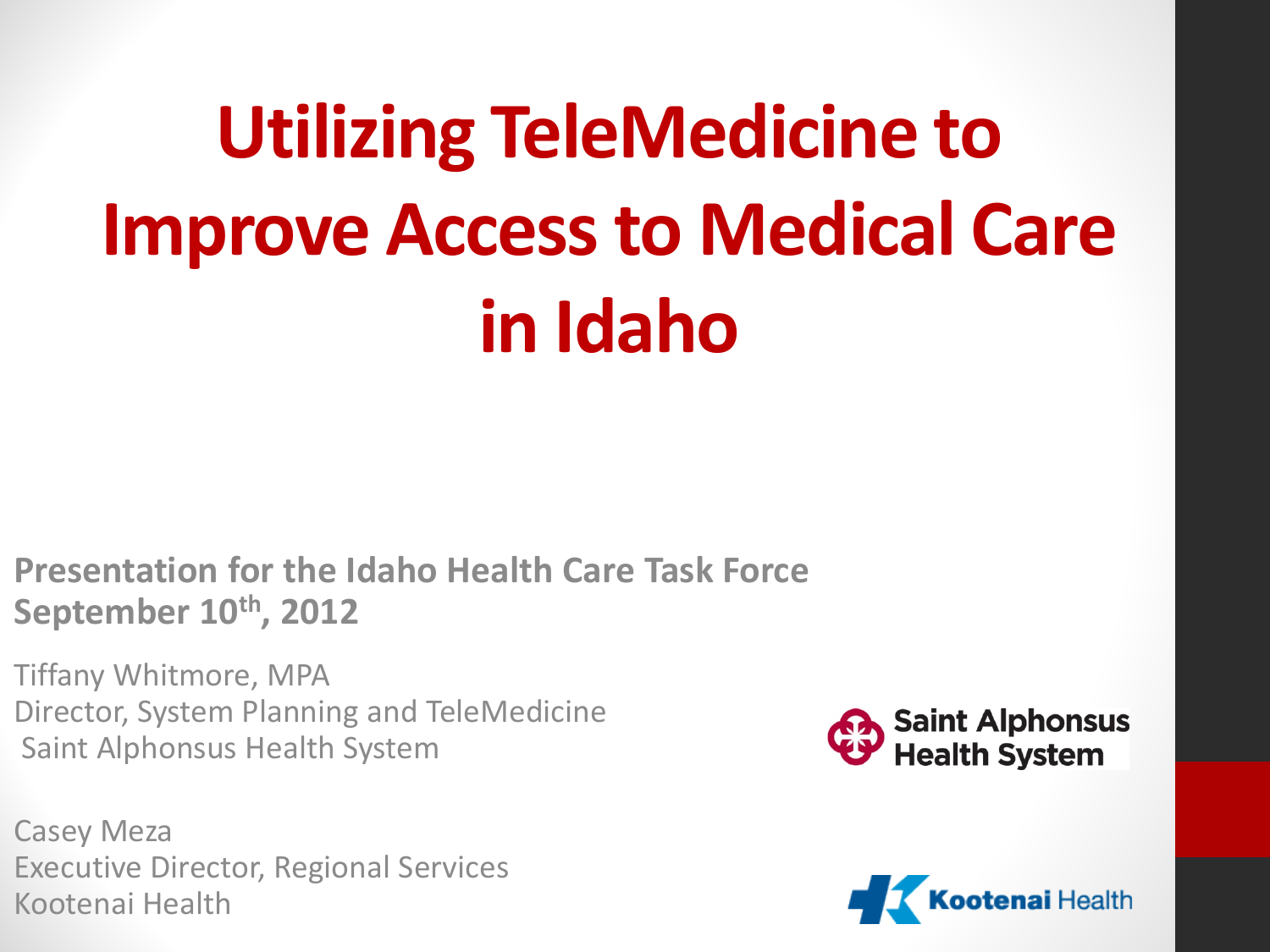# Utilizing TeleMedicine to Improve Access to Medical Care in Idaho

**Presentation for the Idaho Health Care Task Force**
**September 10th, 2012**

Tiffany Whitmore, MPA
Director, System Planning and TeleMedicine
Saint Alphonsus Health System

Casey Meza
Executive Director, Regional Services
Kootenai Health

Saint Alphonsus Health System

Kootenai Health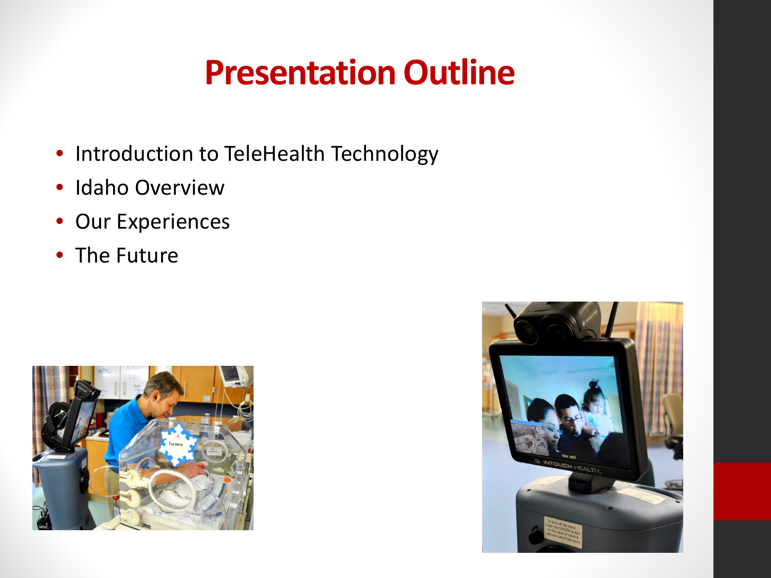# Presentation Outline

- Introduction to TeleHealth Technology
- Idaho Overview
- Our Experiences
- The Future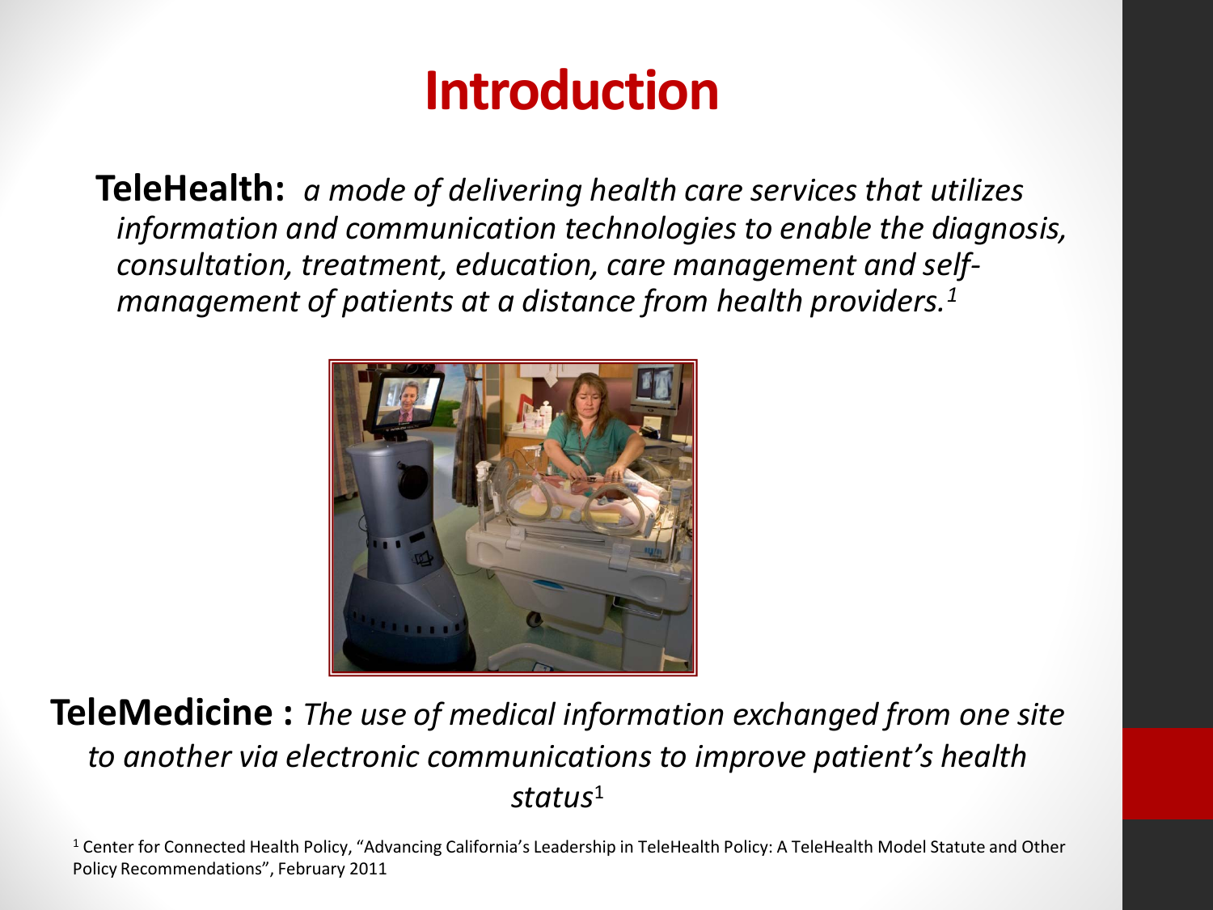# Introduction

**TeleHealth:** *a mode of delivering health care services that utilizes information and communication technologies to enable the diagnosis, consultation, treatment, education, care management and self-management of patients at a distance from health providers.*[1]

**TeleMedicine :** *The use of medical information exchanged from one site to another via electronic communications to improve patient's health status*[1]

[1] Center for Connected Health Policy, "Advancing California's Leadership in TeleHealth Policy: A TeleHealth Model Statute and Other Policy Recommendations", February 2011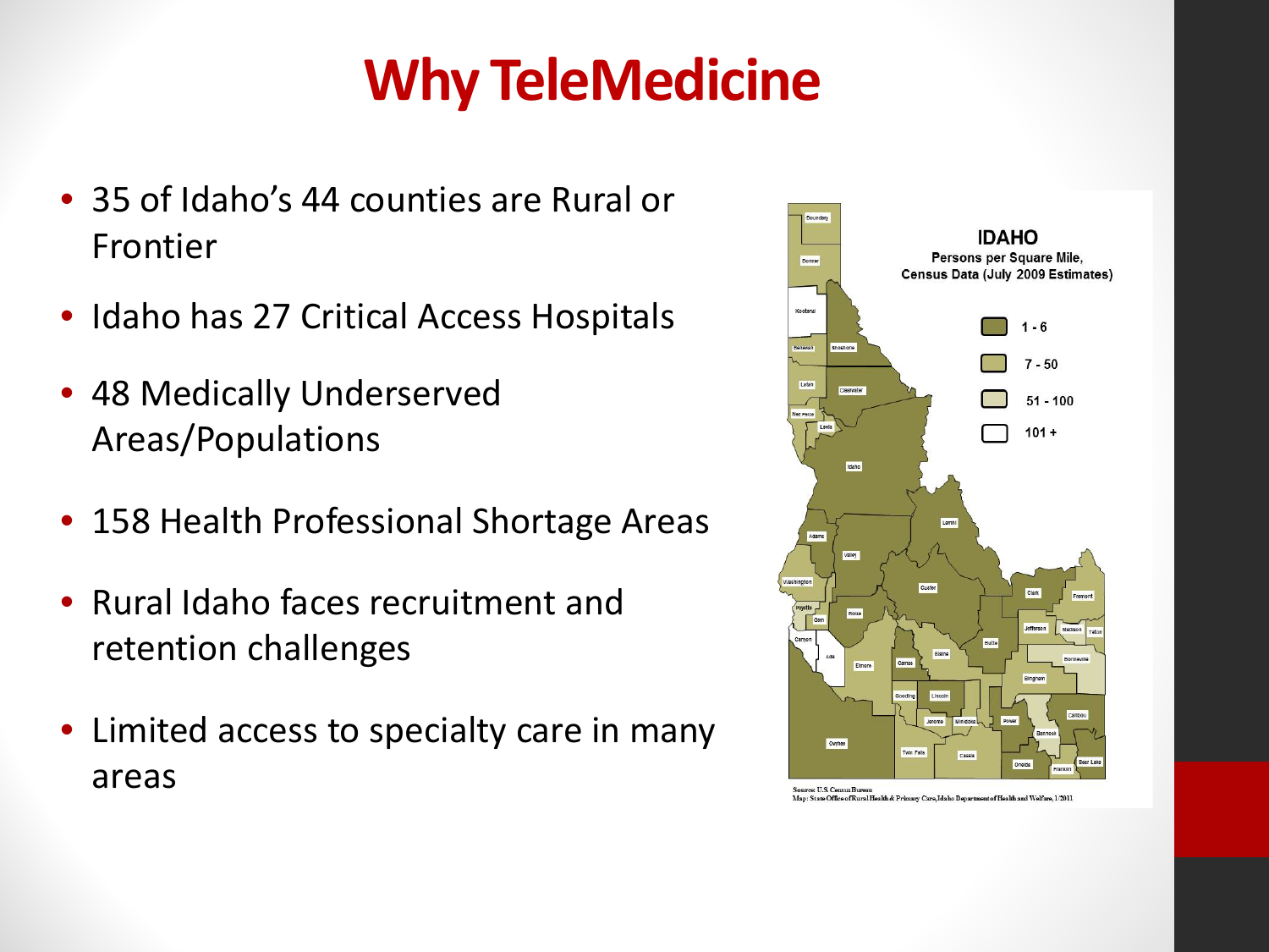# Why TeleMedicine

- 35 of Idaho's 44 counties are Rural or Frontier
- Idaho has 27 Critical Access Hospitals
- 48 Medically Underserved Areas/Populations
- 158 Health Professional Shortage Areas
- Rural Idaho faces recruitment and retention challenges
- Limited access to specialty care in many areas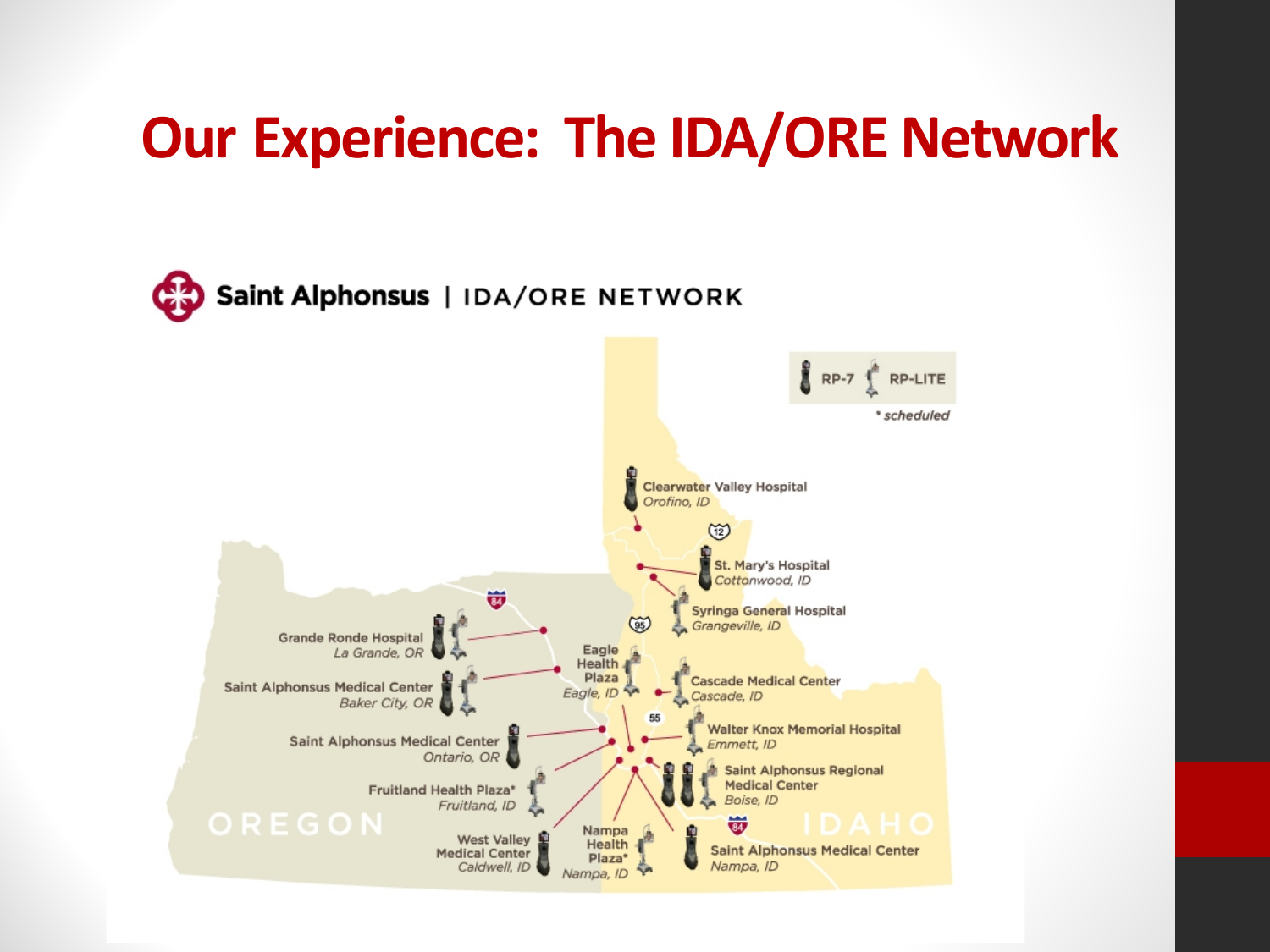# Our Experience: The IDA/ORE Network

Saint Alphonsus | IDA/ORE NETWORK

RP-7 RP-LITE

\* scheduled

Clearwater Valley Hospital
*Orofino, ID*

St. Mary's Hospital
*Cottonwood, ID*

Syringa General Hospital
*Grangeville, ID*

Grande Ronde Hospital
*La Grande, OR*

Saint Alphonsus Medical Center
*Baker City, OR*

Eagle Health Plaza
*Eagle, ID*

Cascade Medical Center
*Cascade, ID*

Walter Knox Memorial Hospital
*Emmett, ID*

Saint Alphonsus Medical Center
*Ontario, OR*

Saint Alphonsus Regional Medical Center
*Boise, ID*

Fruitland Health Plaza*
*Fruitland, ID*

West Valley Medical Center
*Caldwell, ID*

Nampa Health Plaza*
*Nampa, ID*

Saint Alphonsus Medical Center
*Nampa, ID*

OREGON

IDAHO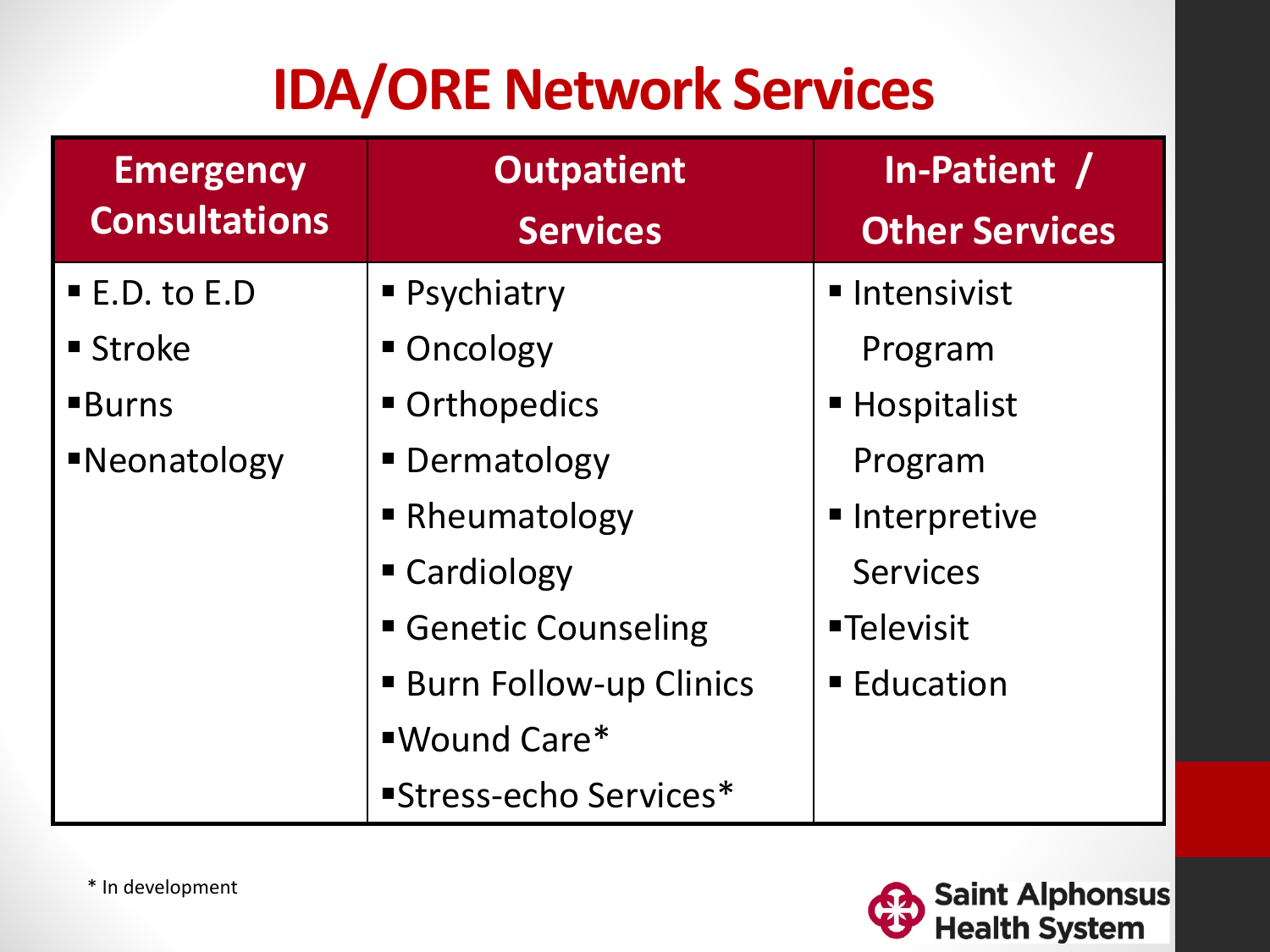# IDA/ORE Network Services

| Emergency Consultations | Outpatient Services | In-Patient / Other Services |
| --- | --- | --- |
| ▪ E.D. to E.D | ▪ Psychiatry | ▪ Intensivist Program |
| ▪ Stroke | ▪ Oncology | ▪ Hospitalist Program |
| ▪ Burns | ▪ Orthopedics | ▪ Interpretive Services |
| ▪ Neonatology | ▪ Dermatology | ▪ Televisit |
| | ▪ Rheumatology | ▪ Education |
| | ▪ Cardiology | |
| | ▪ Genetic Counseling | |
| | ▪ Burn Follow-up Clinics | |
| | ▪ Wound Care* | |
| | ▪ Stress-echo Services* | |

\* In development

Saint Alphonsus Health System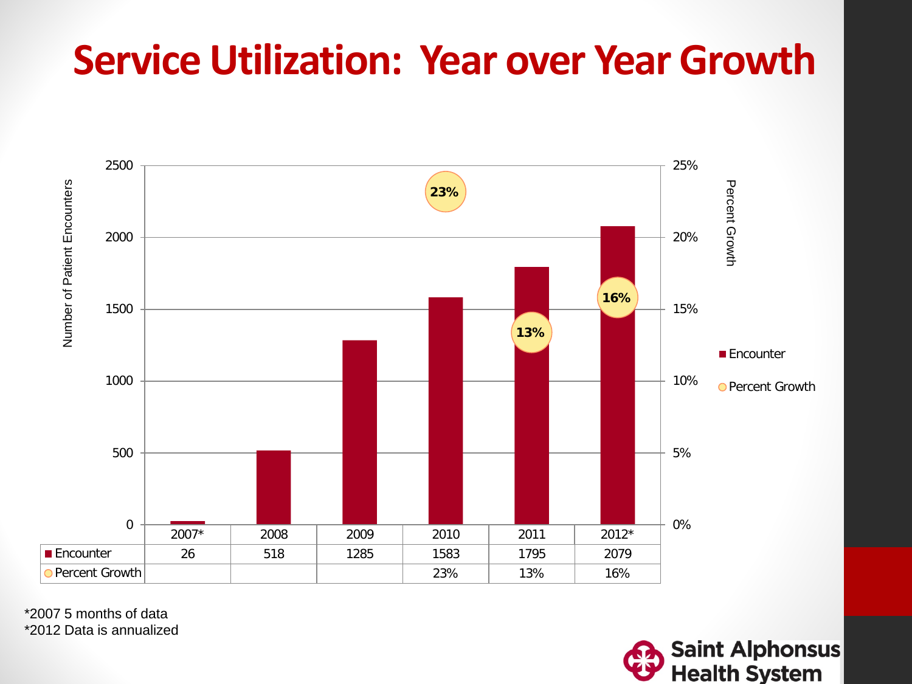# Service Utilization: Year over Year Growth

| | 2007* | 2008 | 2009 | 2010 | 2011 | 2012* |
|---|---|---|---|---|---|---|
| Encounter | 26 | 518 | 1285 | 1583 | 1795 | 2079 |
| Percent Growth | | | | 23% | 13% | 16% |

*2007 5 months of data
*2012 Data is annualized

Saint Alphonsus Health System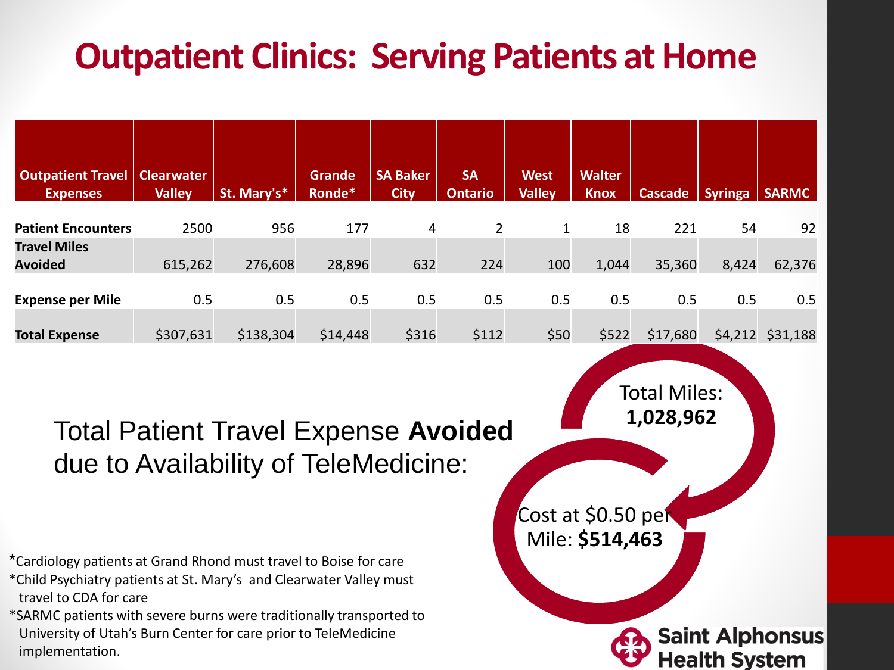# Outpatient Clinics: Serving Patients at Home

| Outpatient Travel Expenses | Clearwater Valley | St. Mary's* | Grande Ronde* | SA Baker City | SA Ontario | West Valley | Walter Knox | Cascade | Syringa | SARMC |
|---|---|---|---|---|---|---|---|---|---|---|
| Patient Encounters | 2500 | 956 | 177 | 4 | 2 | 1 | 18 | 221 | 54 | 92 |
| Travel Miles Avoided | 615,262 | 276,608 | 28,896 | 632 | 224 | 100 | 1,044 | 35,360 | 8,424 | 62,376 |
| Expense per Mile | 0.5 | 0.5 | 0.5 | 0.5 | 0.5 | 0.5 | 0.5 | 0.5 | 0.5 | 0.5 |
| Total Expense | $307,631 | $138,304 | $14,448 | $316 | $112 | $50 | $522 | $17,680 | $4,212 | $31,188 |

Total Patient Travel Expense **Avoided** due to Availability of TeleMedicine:

Total Miles: **1,028,962**

Cost at $0.50 per Mile: **$514,463**

*Cardiology patients at Grand Rhond must travel to Boise for care

*Child Psychiatry patients at St. Mary's and Clearwater Valley must travel to CDA for care

*SARMC patients with severe burns were traditionally transported to University of Utah's Burn Center for care prior to TeleMedicine implementation.

Saint Alphonsus Health System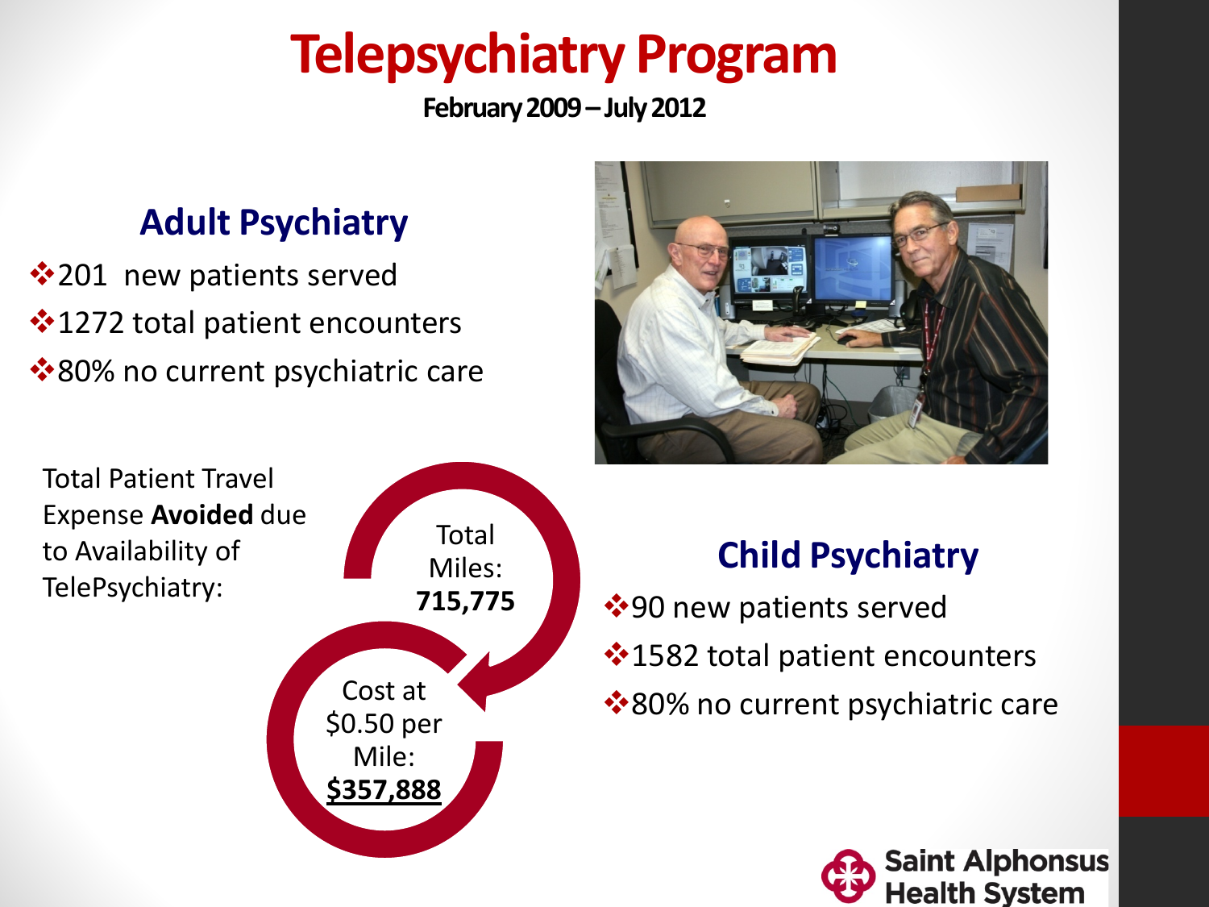# Telepsychiatry Program

**February 2009 – July 2012**

## Adult Psychiatry

- 201 new patients served
- 1272 total patient encounters
- 80% no current psychiatric care

Total Patient Travel Expense **Avoided** due to Availability of TelePsychiatry:

Total Miles: **715,775**

Cost at $0.50 per Mile: **$357,888**

## Child Psychiatry

- 90 new patients served
- 1582 total patient encounters
- 80% no current psychiatric care

Saint Alphonsus Health System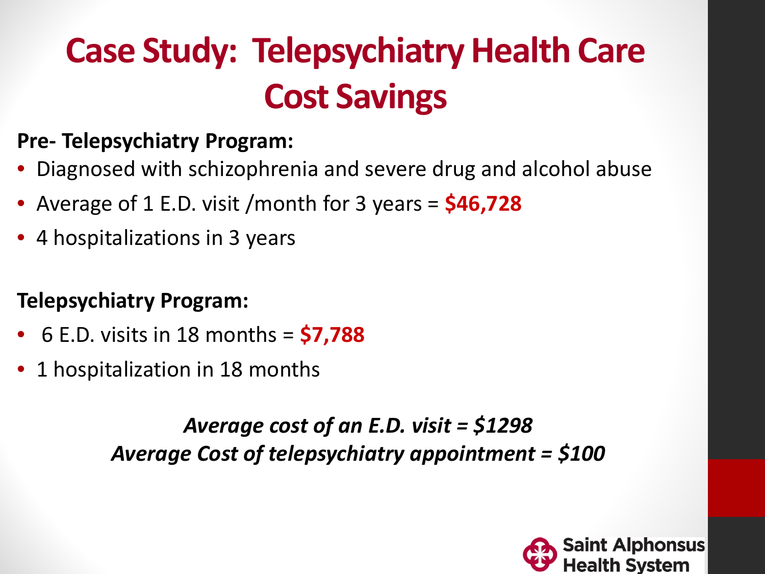# Case Study: Telepsychiatry Health Care Cost Savings

**Pre- Telepsychiatry Program:**

- Diagnosed with schizophrenia and severe drug and alcohol abuse
- Average of 1 E.D. visit /month for 3 years = **$46,728**
- 4 hospitalizations in 3 years

**Telepsychiatry Program:**

- 6 E.D. visits in 18 months = **$7,788**
- 1 hospitalization in 18 months

***Average cost of an E.D. visit = $1298***
***Average Cost of telepsychiatry appointment = $100***

Saint Alphonsus Health System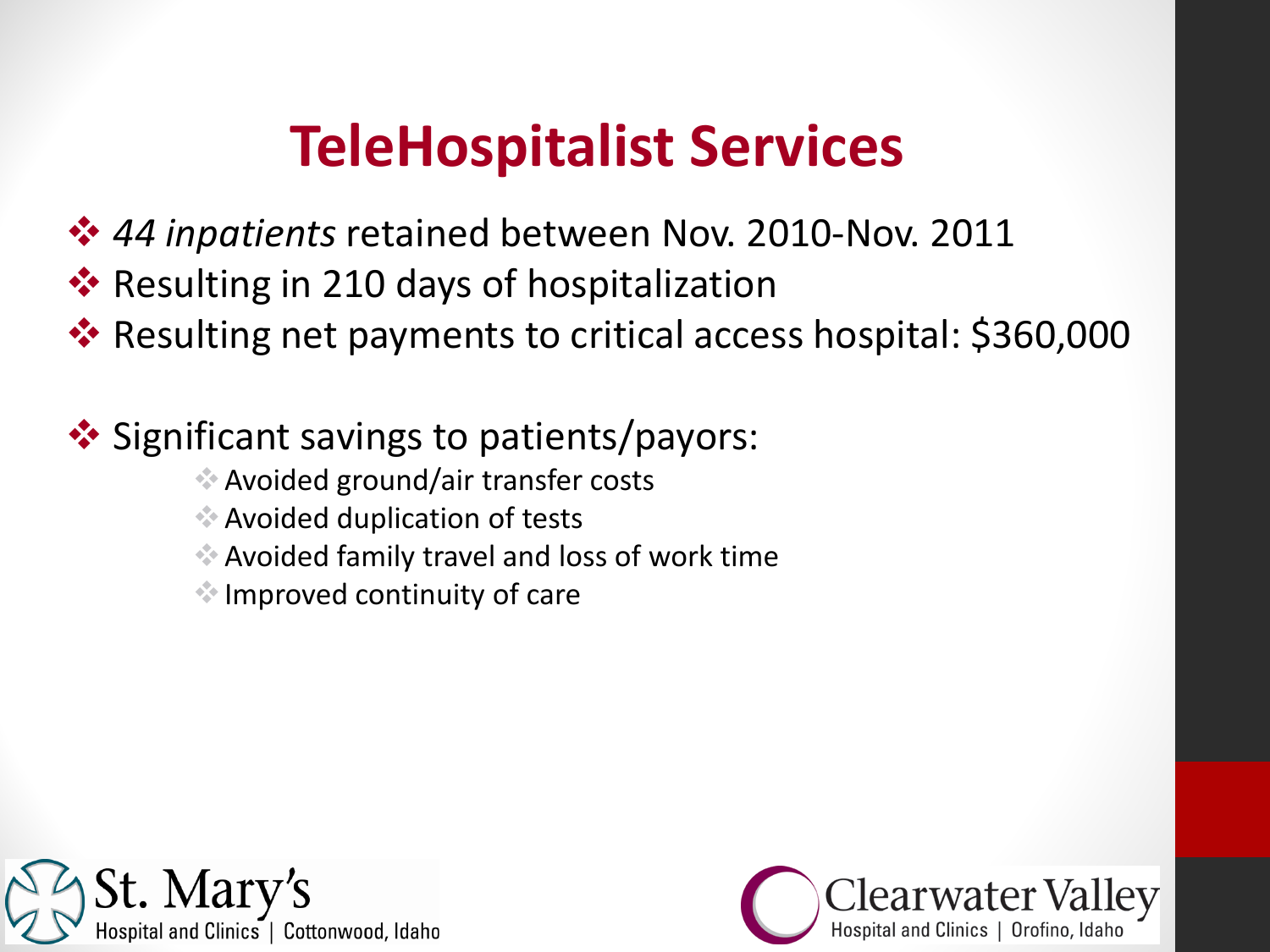# TeleHospitalist Services

- *44 inpatients* retained between Nov. 2010-Nov. 2011
- Resulting in 210 days of hospitalization
- Resulting net payments to critical access hospital: $360,000

- Significant savings to patients/payors:
  - Avoided ground/air transfer costs
  - Avoided duplication of tests
  - Avoided family travel and loss of work time
  - Improved continuity of care

St. Mary's Hospital and Clinics | Cottonwood, Idaho

Clearwater Valley Hospital and Clinics | Orofino, Idaho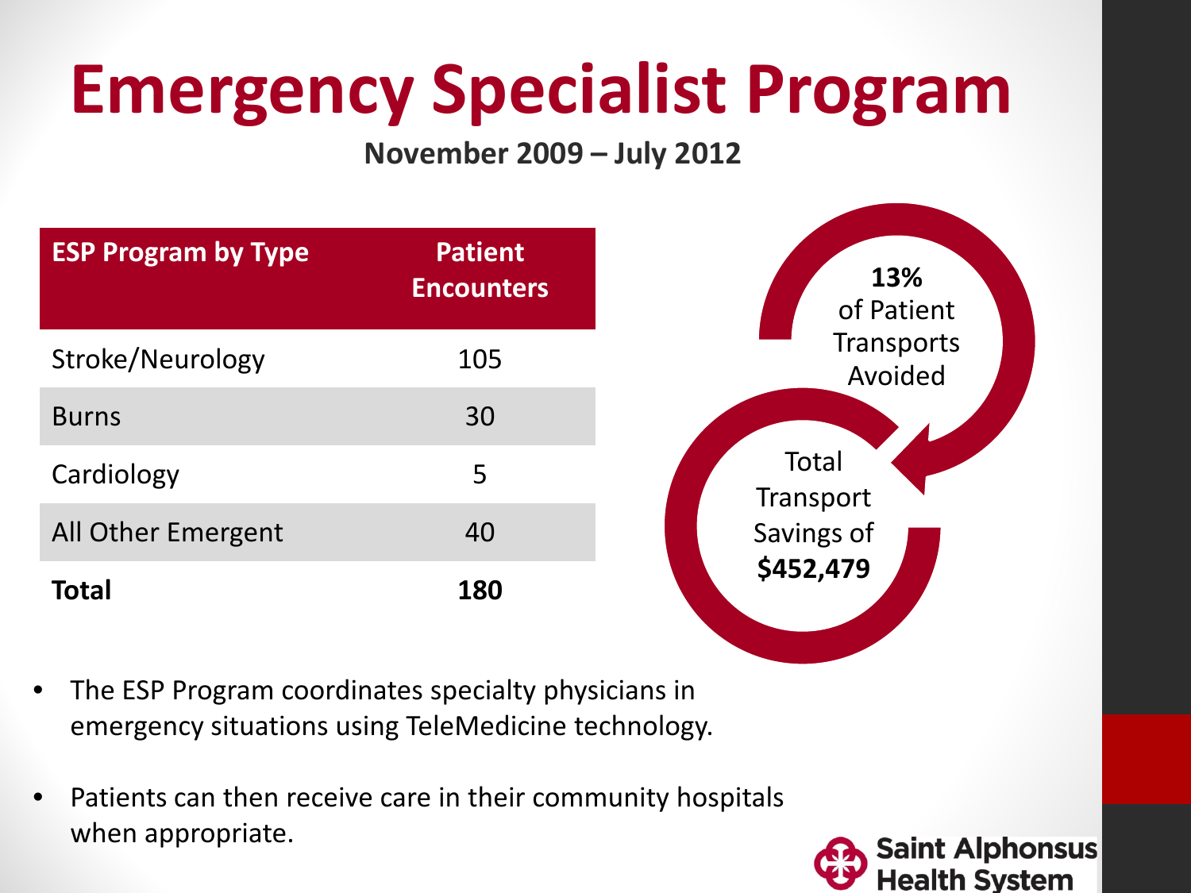# Emergency Specialist Program

**November 2009 – July 2012**

| ESP Program by Type | Patient Encounters |
|---|---|
| Stroke/Neurology | 105 |
| Burns | 30 |
| Cardiology | 5 |
| All Other Emergent | 40 |
| **Total** | **180** |

**13%** of Patient Transports Avoided

Total Transport Savings of **$452,479**

- The ESP Program coordinates specialty physicians in emergency situations using TeleMedicine technology.
- Patients can then receive care in their community hospitals when appropriate.

Saint Alphonsus Health System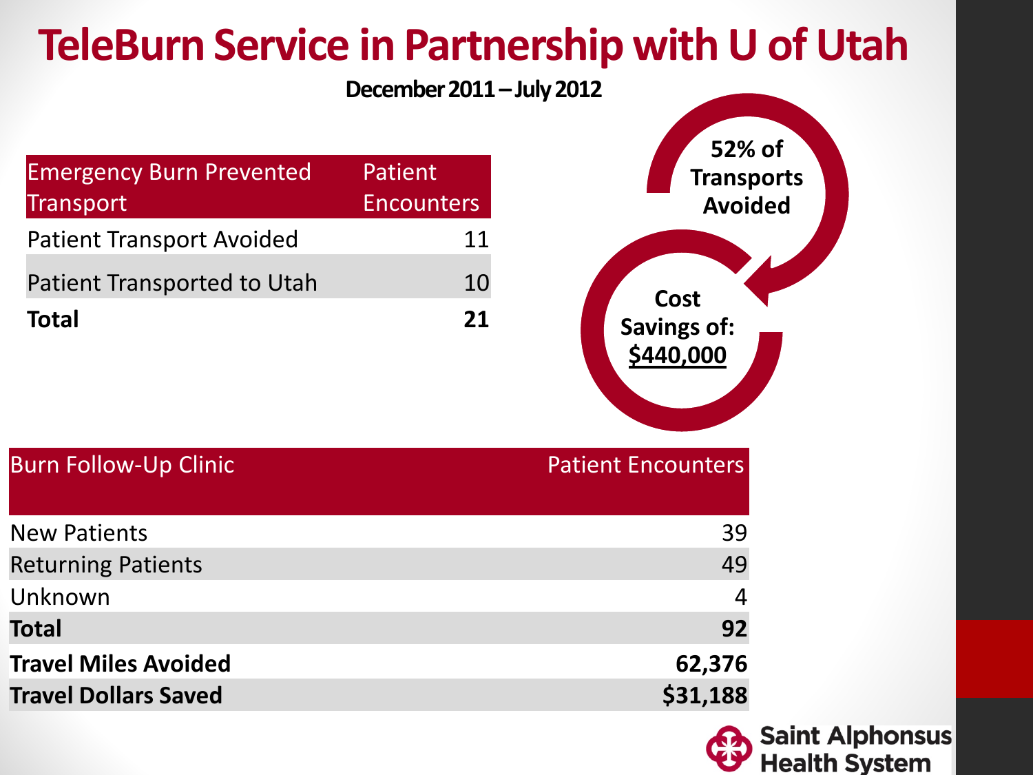# TeleBurn Service in Partnership with U of Utah

**December 2011 – July 2012**

| Emergency Burn Prevented Transport | Patient Encounters |
|---|---|
| Patient Transport Avoided | 11 |
| Patient Transported to Utah | 10 |
| **Total** | **21** |

52% of Transports Avoided

Cost Savings of: $440,000

| Burn Follow-Up Clinic | Patient Encounters |
|---|---|
| New Patients | 39 |
| Returning Patients | 49 |
| Unknown | 4 |
| **Total** | **92** |
| **Travel Miles Avoided** | **62,376** |
| **Travel Dollars Saved** | **$31,188** |

Saint Alphonsus Health System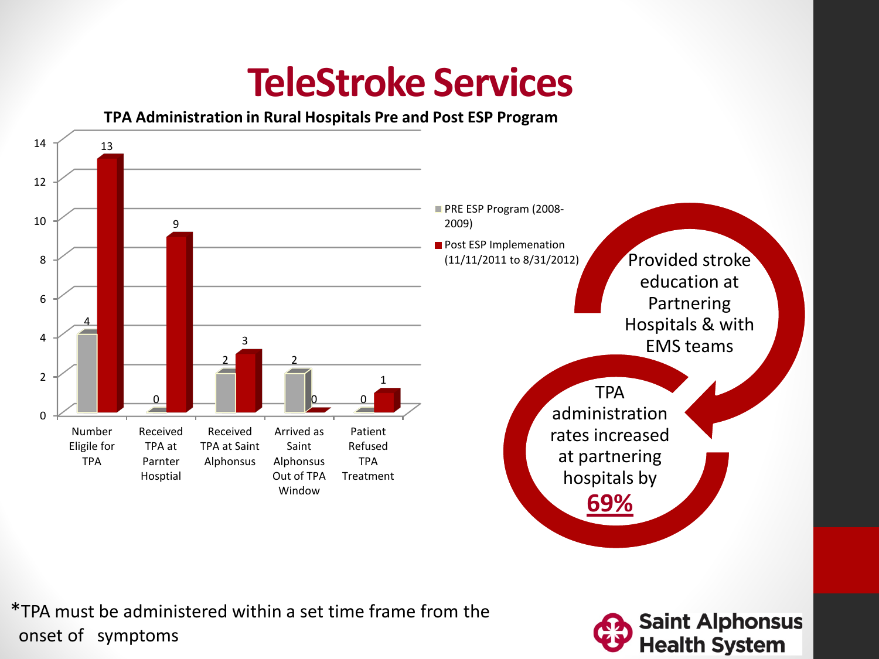# TeleStroke Services

**TPA Administration in Rural Hospitals Pre and Post ESP Program**

| | PRE ESP Program (2008-2009) | Post ESP Implemenation (11/11/2011 to 8/31/2012) |
|---|---|---|
| Number Eligile for TPA | 4 | 13 |
| Received TPA at Parnter Hosptial | 0 | 9 |
| Received TPA at Saint Alphonsus | 2 | 3 |
| Arrived as Saint Alphonsus Out of TPA Window | 2 | 0 |
| Patient Refused TPA Treatment | 0 | 1 |

Provided stroke education at Partnering Hospitals & with EMS teams

TPA administration rates increased at partnering hospitals by **69%**

*TPA must be administered within a set time frame from the onset of symptoms

Saint Alphonsus Health System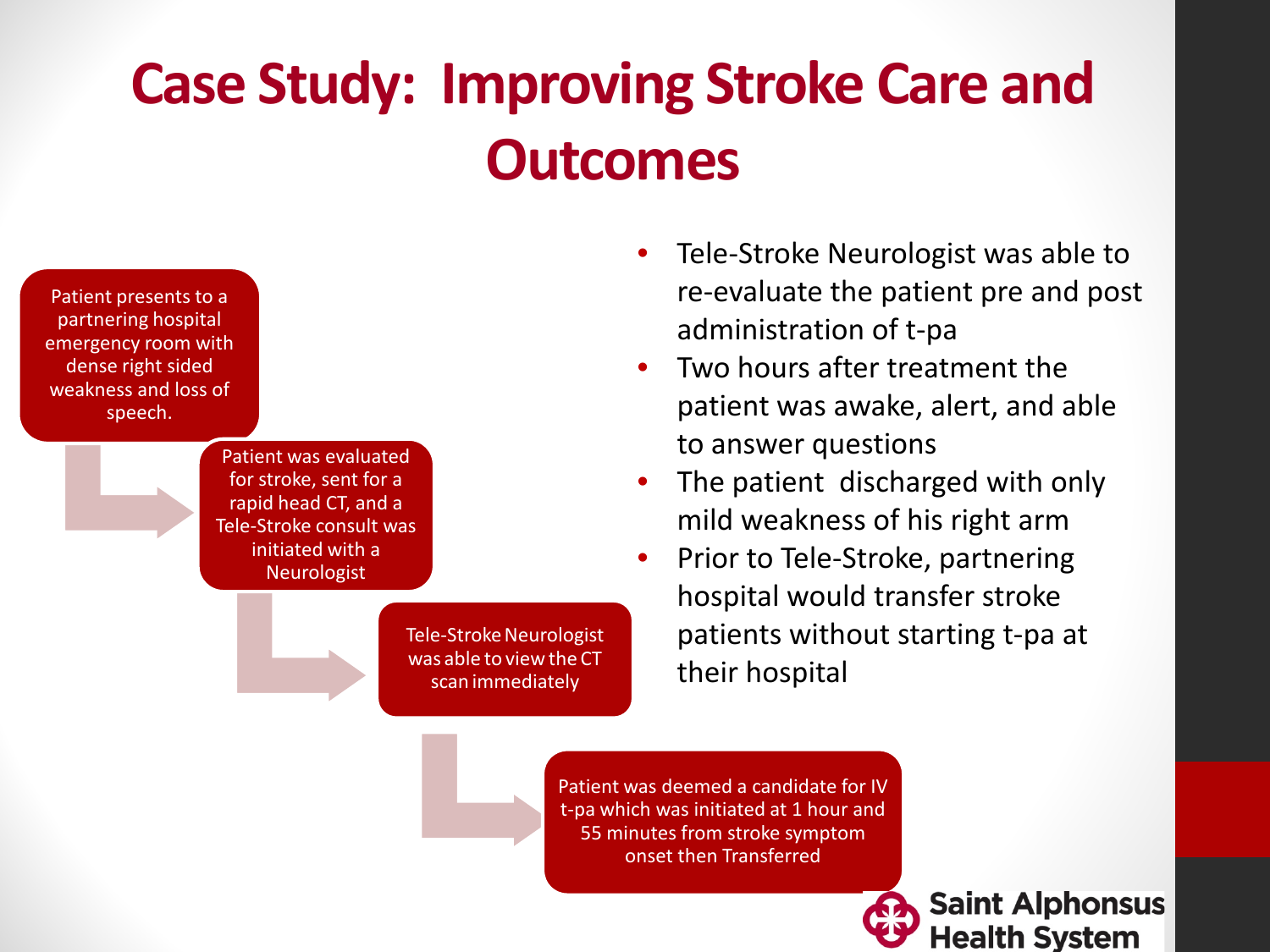# Case Study: Improving Stroke Care and Outcomes

Patient presents to a partnering hospital emergency room with dense right sided weakness and loss of speech.

Patient was evaluated for stroke, sent for a rapid head CT, and a Tele-Stroke consult was initiated with a Neurologist

Tele-Stroke Neurologist was able to view the CT scan immediately

Patient was deemed a candidate for IV t-pa which was initiated at 1 hour and 55 minutes from stroke symptom onset then Transferred

- Tele-Stroke Neurologist was able to re-evaluate the patient pre and post administration of t-pa
- Two hours after treatment the patient was awake, alert, and able to answer questions
- The patient discharged with only mild weakness of his right arm
- Prior to Tele-Stroke, partnering hospital would transfer stroke patients without starting t-pa at their hospital

Saint Alphonsus Health System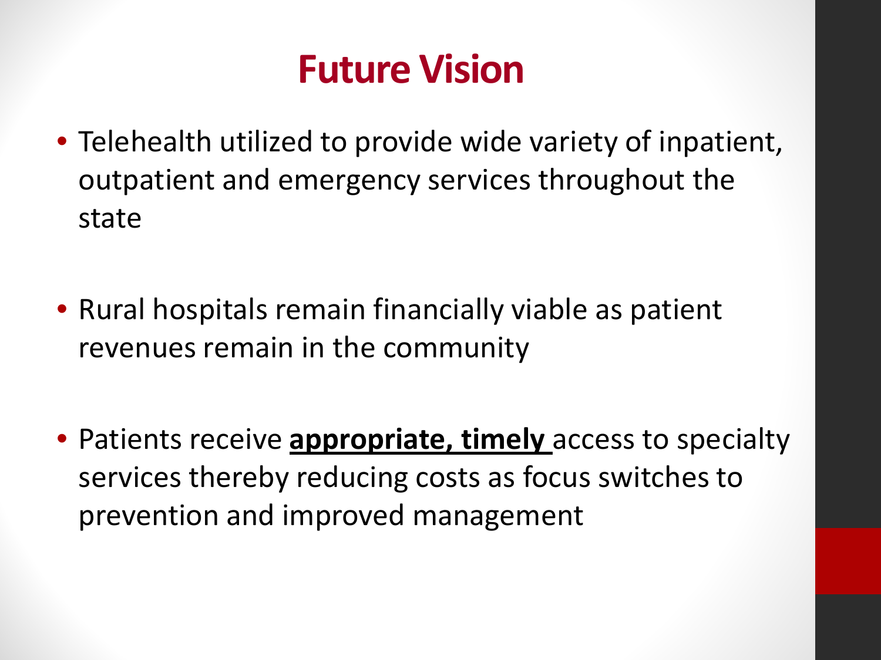# Future Vision

- Telehealth utilized to provide wide variety of inpatient, outpatient and emergency services throughout the state
- Rural hospitals remain financially viable as patient revenues remain in the community
- Patients receive **appropriate, timely** access to specialty services thereby reducing costs as focus switches to prevention and improved management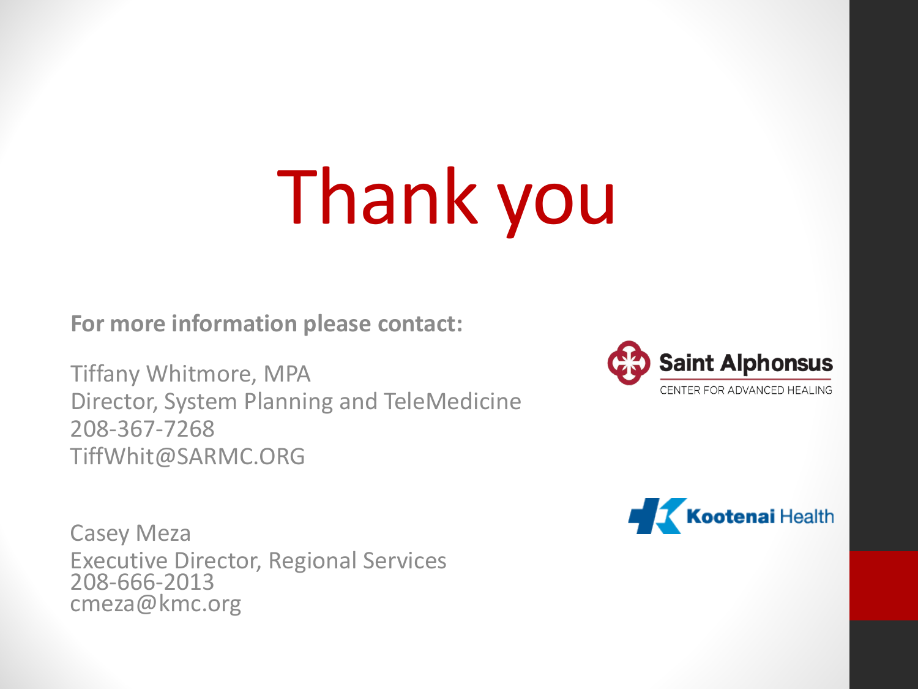# Thank you

**For more information please contact:**

Tiffany Whitmore, MPA
Director, System Planning and TeleMedicine
208-367-7268
TiffWhit@SARMC.ORG

Casey Meza
Executive Director, Regional Services
208-666-2013
cmeza@kmc.org

Saint Alphonsus
CENTER FOR ADVANCED HEALING

Kootenai Health